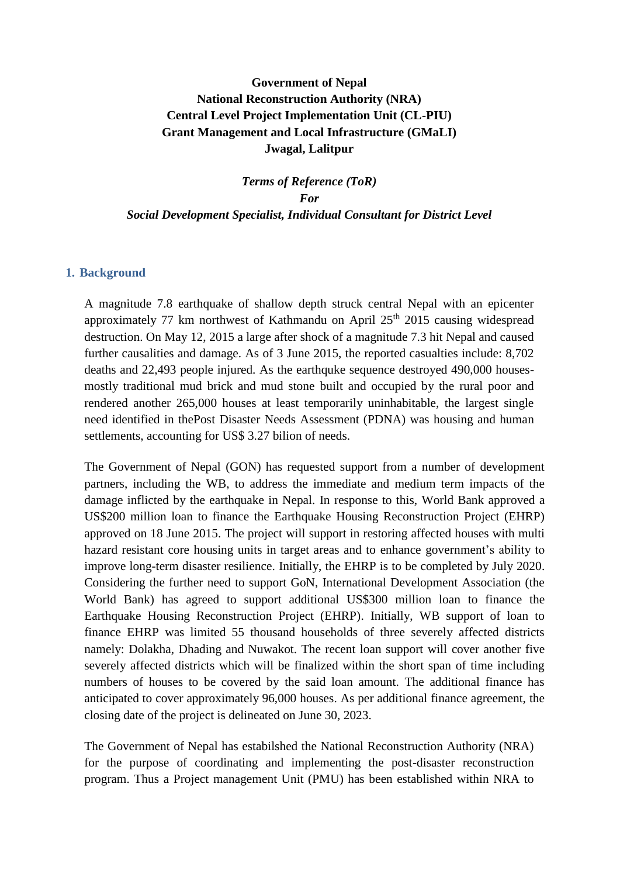**Government of Nepal**
**National Reconstruction Authority (NRA)**
**Central Level Project Implementation Unit (CL-PIU)**
**Grant Management and Local Infrastructure (GMaLI)**
**Jwagal, Lalitpur**

***Terms of Reference (ToR)***
***For***
***Social Development Specialist, Individual Consultant for District Level***

## 1. Background

A magnitude 7.8 earthquake of shallow depth struck central Nepal with an epicenter approximately 77 km northwest of Kathmandu on April 25th 2015 causing widespread destruction. On May 12, 2015 a large after shock of a magnitude 7.3 hit Nepal and caused further causalities and damage. As of 3 June 2015, the reported casualties include: 8,702 deaths and 22,493 people injured. As the earthquke sequence destroyed 490,000 houses- mostly traditional mud brick and mud stone built and occupied by the rural poor and rendered another 265,000 houses at least temporarily uninhabitable, the largest single need identified in thePost Disaster Needs Assessment (PDNA) was housing and human settlements, accounting for US$ 3.27 bilion of needs.

The Government of Nepal (GON) has requested support from a number of development partners, including the WB, to address the immediate and medium term impacts of the damage inflicted by the earthquake in Nepal. In response to this, World Bank approved a US$200 million loan to finance the Earthquake Housing Reconstruction Project (EHRP) approved on 18 June 2015. The project will support in restoring affected houses with multi hazard resistant core housing units in target areas and to enhance government's ability to improve long-term disaster resilience. Initially, the EHRP is to be completed by July 2020. Considering the further need to support GoN, International Development Association (the World Bank) has agreed to support additional US$300 million loan to finance the Earthquake Housing Reconstruction Project (EHRP). Initially, WB support of loan to finance EHRP was limited 55 thousand households of three severely affected districts namely: Dolakha, Dhading and Nuwakot. The recent loan support will cover another five severely affected districts which will be finalized within the short span of time including numbers of houses to be covered by the said loan amount. The additional finance has anticipated to cover approximately 96,000 houses. As per additional finance agreement, the closing date of the project is delineated on June 30, 2023.

The Government of Nepal has estabilshed the National Reconstruction Authority (NRA) for the purpose of coordinating and implementing the post-disaster reconstruction program. Thus a Project management Unit (PMU) has been established within NRA to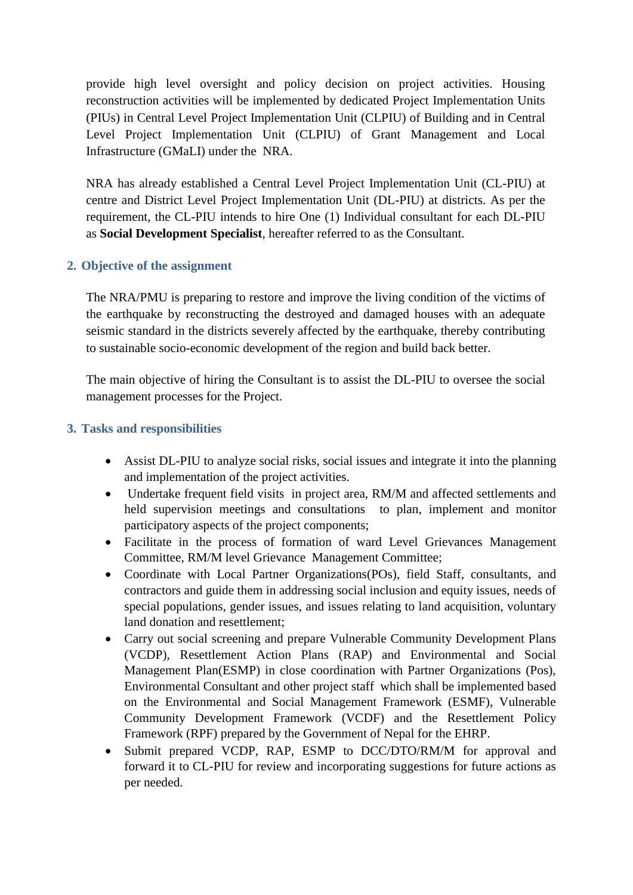provide high level oversight and policy decision on project activities. Housing reconstruction activities will be implemented by dedicated Project Implementation Units (PIUs) in Central Level Project Implementation Unit (CLPIU) of Building and in Central Level Project Implementation Unit (CLPIU) of Grant Management and Local Infrastructure (GMaLI) under the NRA.

NRA has already established a Central Level Project Implementation Unit (CL-PIU) at centre and District Level Project Implementation Unit (DL-PIU) at districts. As per the requirement, the CL-PIU intends to hire One (1) Individual consultant for each DL-PIU as **Social Development Specialist**, hereafter referred to as the Consultant.

## 2. Objective of the assignment

The NRA/PMU is preparing to restore and improve the living condition of the victims of the earthquake by reconstructing the destroyed and damaged houses with an adequate seismic standard in the districts severely affected by the earthquake, thereby contributing to sustainable socio-economic development of the region and build back better.

The main objective of hiring the Consultant is to assist the DL-PIU to oversee the social management processes for the Project.

## 3. Tasks and responsibilities

- Assist DL-PIU to analyze social risks, social issues and integrate it into the planning and implementation of the project activities.
- Undertake frequent field visits in project area, RM/M and affected settlements and held supervision meetings and consultations to plan, implement and monitor participatory aspects of the project components;
- Facilitate in the process of formation of ward Level Grievances Management Committee, RM/M level Grievance Management Committee;
- Coordinate with Local Partner Organizations(POs), field Staff, consultants, and contractors and guide them in addressing social inclusion and equity issues, needs of special populations, gender issues, and issues relating to land acquisition, voluntary land donation and resettlement;
- Carry out social screening and prepare Vulnerable Community Development Plans (VCDP), Resettlement Action Plans (RAP) and Environmental and Social Management Plan(ESMP) in close coordination with Partner Organizations (Pos), Environmental Consultant and other project staff which shall be implemented based on the Environmental and Social Management Framework (ESMF), Vulnerable Community Development Framework (VCDF) and the Resettlement Policy Framework (RPF) prepared by the Government of Nepal for the EHRP.
- Submit prepared VCDP, RAP, ESMP to DCC/DTO/RM/M for approval and forward it to CL-PIU for review and incorporating suggestions for future actions as per needed.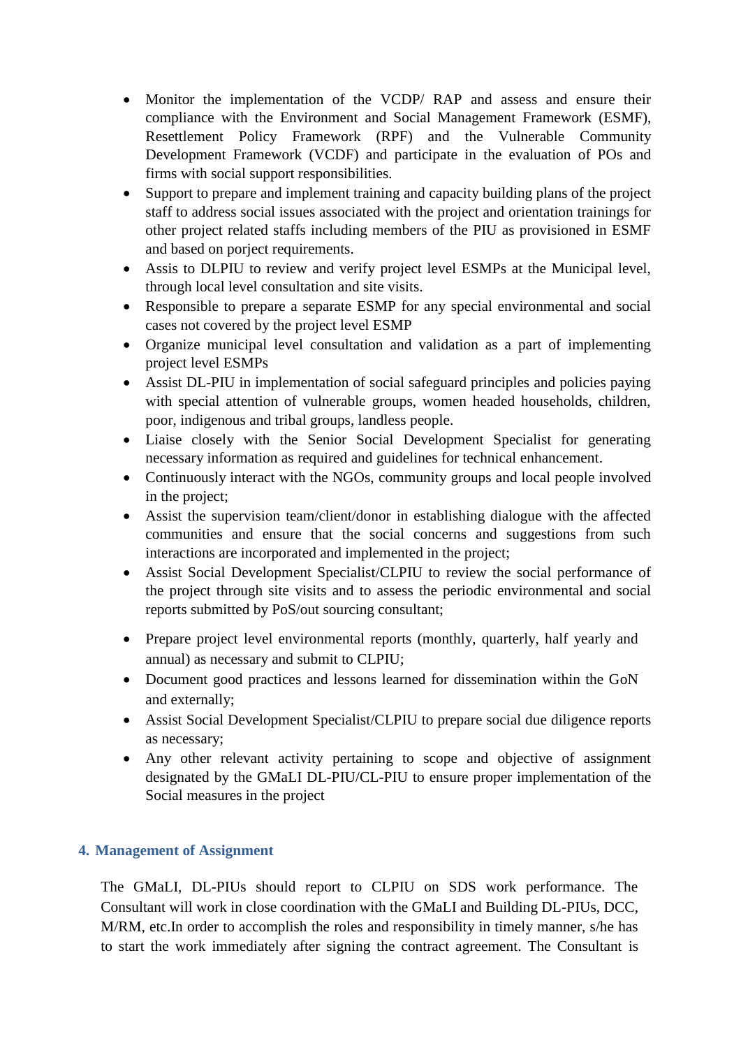- Monitor the implementation of the VCDP/ RAP and assess and ensure their compliance with the Environment and Social Management Framework (ESMF), Resettlement Policy Framework (RPF) and the Vulnerable Community Development Framework (VCDF) and participate in the evaluation of POs and firms with social support responsibilities.
- Support to prepare and implement training and capacity building plans of the project staff to address social issues associated with the project and orientation trainings for other project related staffs including members of the PIU as provisioned in ESMF and based on porject requirements.
- Assis to DLPIU to review and verify project level ESMPs at the Municipal level, through local level consultation and site visits.
- Responsible to prepare a separate ESMP for any special environmental and social cases not covered by the project level ESMP
- Organize municipal level consultation and validation as a part of implementing project level ESMPs
- Assist DL-PIU in implementation of social safeguard principles and policies paying with special attention of vulnerable groups, women headed households, children, poor, indigenous and tribal groups, landless people.
- Liaise closely with the Senior Social Development Specialist for generating necessary information as required and guidelines for technical enhancement.
- Continuously interact with the NGOs, community groups and local people involved in the project;
- Assist the supervision team/client/donor in establishing dialogue with the affected communities and ensure that the social concerns and suggestions from such interactions are incorporated and implemented in the project;
- Assist Social Development Specialist/CLPIU to review the social performance of the project through site visits and to assess the periodic environmental and social reports submitted by PoS/out sourcing consultant;
- Prepare project level environmental reports (monthly, quarterly, half yearly and annual) as necessary and submit to CLPIU;
- Document good practices and lessons learned for dissemination within the GoN and externally;
- Assist Social Development Specialist/CLPIU to prepare social due diligence reports as necessary;
- Any other relevant activity pertaining to scope and objective of assignment designated by the GMaLI DL-PIU/CL-PIU to ensure proper implementation of the Social measures in the project

## 4. Management of Assignment

The GMaLI, DL-PIUs should report to CLPIU on SDS work performance. The Consultant will work in close coordination with the GMaLI and Building DL-PIUs, DCC, M/RM, etc.In order to accomplish the roles and responsibility in timely manner, s/he has to start the work immediately after signing the contract agreement. The Consultant is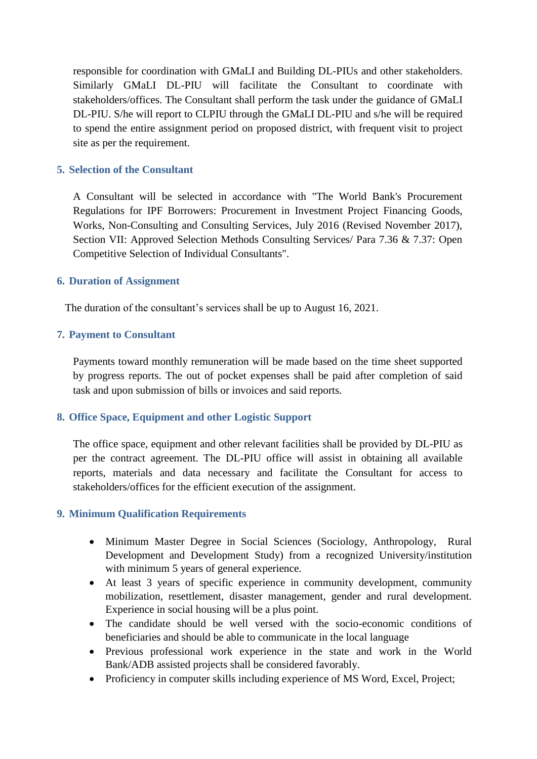responsible for coordination with GMaLI and Building DL-PIUs and other stakeholders. Similarly GMaLI DL-PIU will facilitate the Consultant to coordinate with stakeholders/offices. The Consultant shall perform the task under the guidance of GMaLI DL-PIU. S/he will report to CLPIU through the GMaLI DL-PIU and s/he will be required to spend the entire assignment period on proposed district, with frequent visit to project site as per the requirement.

## 5. Selection of the Consultant

A Consultant will be selected in accordance with "The World Bank's Procurement Regulations for IPF Borrowers: Procurement in Investment Project Financing Goods, Works, Non-Consulting and Consulting Services, July 2016 (Revised November 2017), Section VII: Approved Selection Methods Consulting Services/ Para 7.36 & 7.37: Open Competitive Selection of Individual Consultants".

## 6. Duration of Assignment

The duration of the consultant's services shall be up to August 16, 2021.

## 7. Payment to Consultant

Payments toward monthly remuneration will be made based on the time sheet supported by progress reports. The out of pocket expenses shall be paid after completion of said task and upon submission of bills or invoices and said reports.

## 8. Office Space, Equipment and other Logistic Support

The office space, equipment and other relevant facilities shall be provided by DL-PIU as per the contract agreement. The DL-PIU office will assist in obtaining all available reports, materials and data necessary and facilitate the Consultant for access to stakeholders/offices for the efficient execution of the assignment.

## 9. Minimum Qualification Requirements

- Minimum Master Degree in Social Sciences (Sociology, Anthropology, Rural Development and Development Study) from a recognized University/institution with minimum 5 years of general experience.
- At least 3 years of specific experience in community development, community mobilization, resettlement, disaster management, gender and rural development. Experience in social housing will be a plus point.
- The candidate should be well versed with the socio-economic conditions of beneficiaries and should be able to communicate in the local language
- Previous professional work experience in the state and work in the World Bank/ADB assisted projects shall be considered favorably.
- Proficiency in computer skills including experience of MS Word, Excel, Project;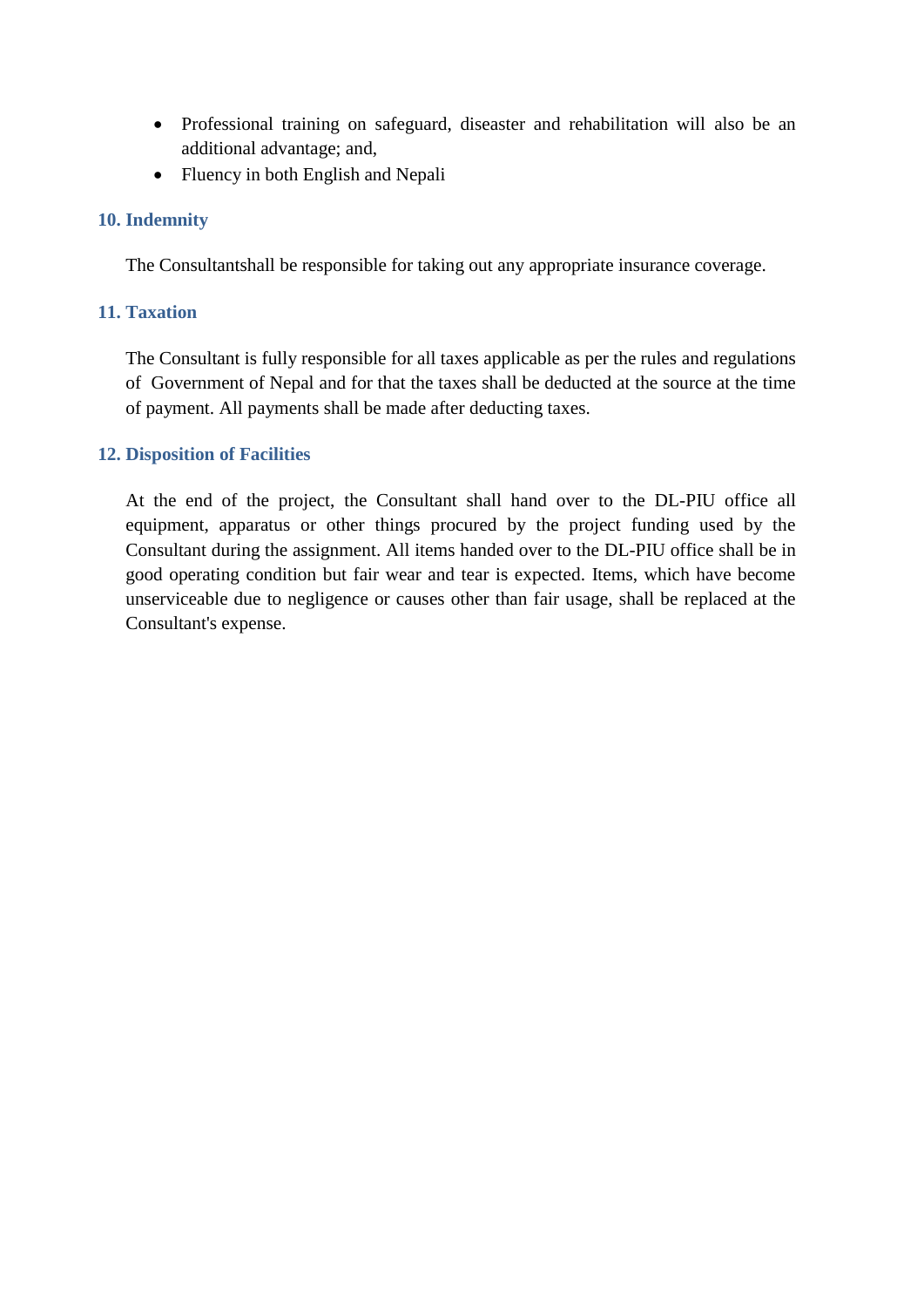- Professional training on safeguard, diseaster and rehabilitation will also be an additional advantage; and,
- Fluency in both English and Nepali

### 10. Indemnity

The Consultantshall be responsible for taking out any appropriate insurance coverage.

### 11. Taxation

The Consultant is fully responsible for all taxes applicable as per the rules and regulations of Government of Nepal and for that the taxes shall be deducted at the source at the time of payment. All payments shall be made after deducting taxes.

### 12. Disposition of Facilities

At the end of the project, the Consultant shall hand over to the DL-PIU office all equipment, apparatus or other things procured by the project funding used by the Consultant during the assignment. All items handed over to the DL-PIU office shall be in good operating condition but fair wear and tear is expected. Items, which have become unserviceable due to negligence or causes other than fair usage, shall be replaced at the Consultant's expense.